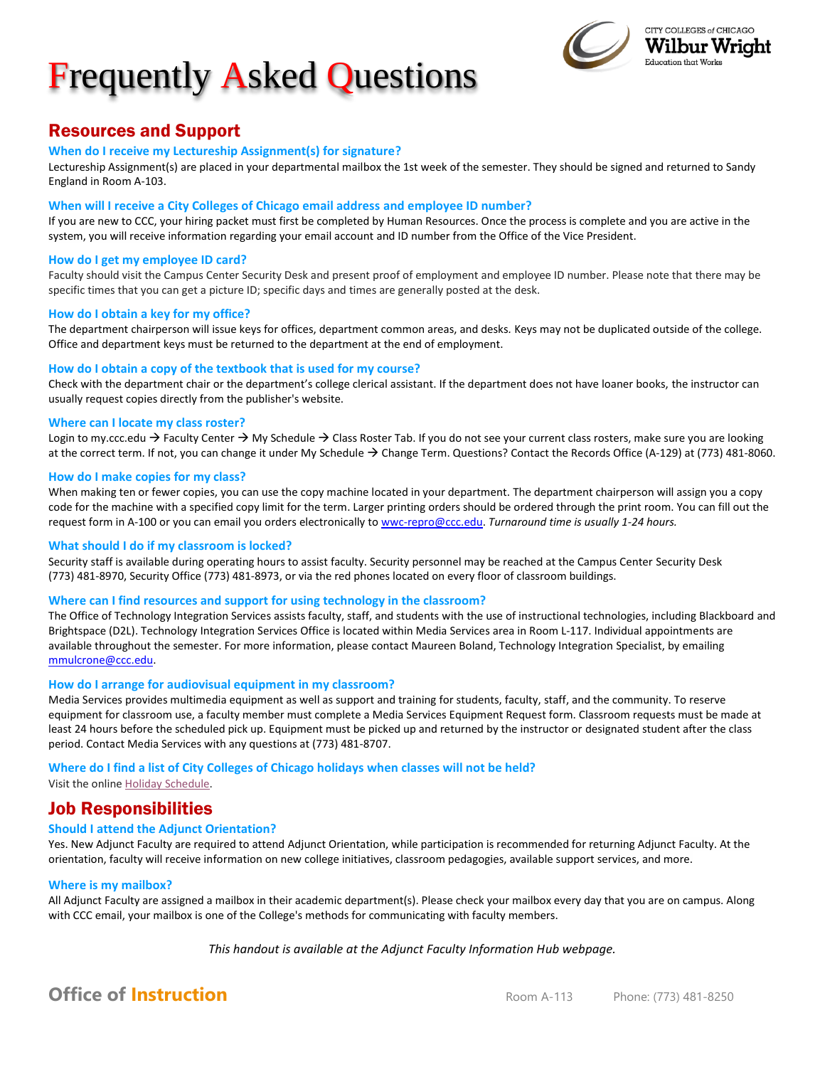# Frequently Asked Questions

## Resources and Support

### When do I receive my Lectureship Assignment(s) for signature?

Lectureship Assignment(s) are placed in your departmental mailbox the 1st week of the semester. They should be signed and returned to Sandy England in Room A-103.

### When will I receive a City Colleges of Chicago email address and employee ID number?

If you are new to CCC, your hiring packet must first be completed by Human Resources. Once the process is complete and you are active in the system, you will receive information regarding your email account and ID number from the Office of the Vice President.

### How do I get my employee ID card?

Faculty should visit the Campus Center Security Desk and present proof of employment and employee ID number. Please note that there may be specific times that you can get a picture ID; specific days and times are generally posted at the desk.

### How do I obtain a key for my office?

The department chairperson will issue keys for offices, department common areas, and desks. Keys may not be duplicated outside of the college. Office and department keys must be returned to the department at the end of employment.

### How do I obtain a copy of the textbook that is used for my course?

Check with the department chair or the department's college clerical assistant. If the department does not have loaner books, the instructor can usually request copies directly from the publisher's website.

### Where can I locate my class roster?

Login to my.ccc.edu → Faculty Center → My Schedule → Class Roster Tab. If you do not see your current class rosters, make sure you are looking at the correct term. If not, you can change it under My Schedule → Change Term. Questions? Contact the Records Office (A-129) at (773) 481-8060.

### How do I make copies for my class?

When making ten or fewer copies, you can use the copy machine located in your department. The department chairperson will assign you a copy code for the machine with a specified copy limit for the term. Larger printing orders should be ordered through the print room. You can fill out the request form in A-100 or you can email you orders electronically to wwc-repro@ccc.edu. *Turnaround time is usually 1-24 hours.*

### What should I do if my classroom is locked?

Security staff is available during operating hours to assist faculty. Security personnel may be reached at the Campus Center Security Desk (773) 481-8970, Security Office (773) 481-8973, or via the red phones located on every floor of classroom buildings.

### Where can I find resources and support for using technology in the classroom?

The Office of Technology Integration Services assists faculty, staff, and students with the use of instructional technologies, including Blackboard and Brightspace (D2L). Technology Integration Services Office is located within Media Services area in Room L-117. Individual appointments are available throughout the semester. For more information, please contact Maureen Boland, Technology Integration Specialist, by emailing mmulcrone@ccc.edu.

### How do I arrange for audiovisual equipment in my classroom?

Media Services provides multimedia equipment as well as support and training for students, faculty, staff, and the community. To reserve equipment for classroom use, a faculty member must complete a Media Services Equipment Request form. Classroom requests must be made at least 24 hours before the scheduled pick up. Equipment must be picked up and returned by the instructor or designated student after the class period. Contact Media Services with any questions at (773) 481-8707.

### Where do I find a list of City Colleges of Chicago holidays when classes will not be held?

Visit the online Holiday Schedule.

## Job Responsibilities

### Should I attend the Adjunct Orientation?

Yes. New Adjunct Faculty are required to attend Adjunct Orientation, while participation is recommended for returning Adjunct Faculty. At the orientation, faculty will receive information on new college initiatives, classroom pedagogies, available support services, and more.

### Where is my mailbox?

All Adjunct Faculty are assigned a mailbox in their academic department(s). Please check your mailbox every day that you are on campus. Along with CCC email, your mailbox is one of the College's methods for communicating with faculty members.

*This handout is available at the Adjunct Faculty Information Hub webpage.*

**Office of Instruction** Room A-113 Phone: (773) 481-8250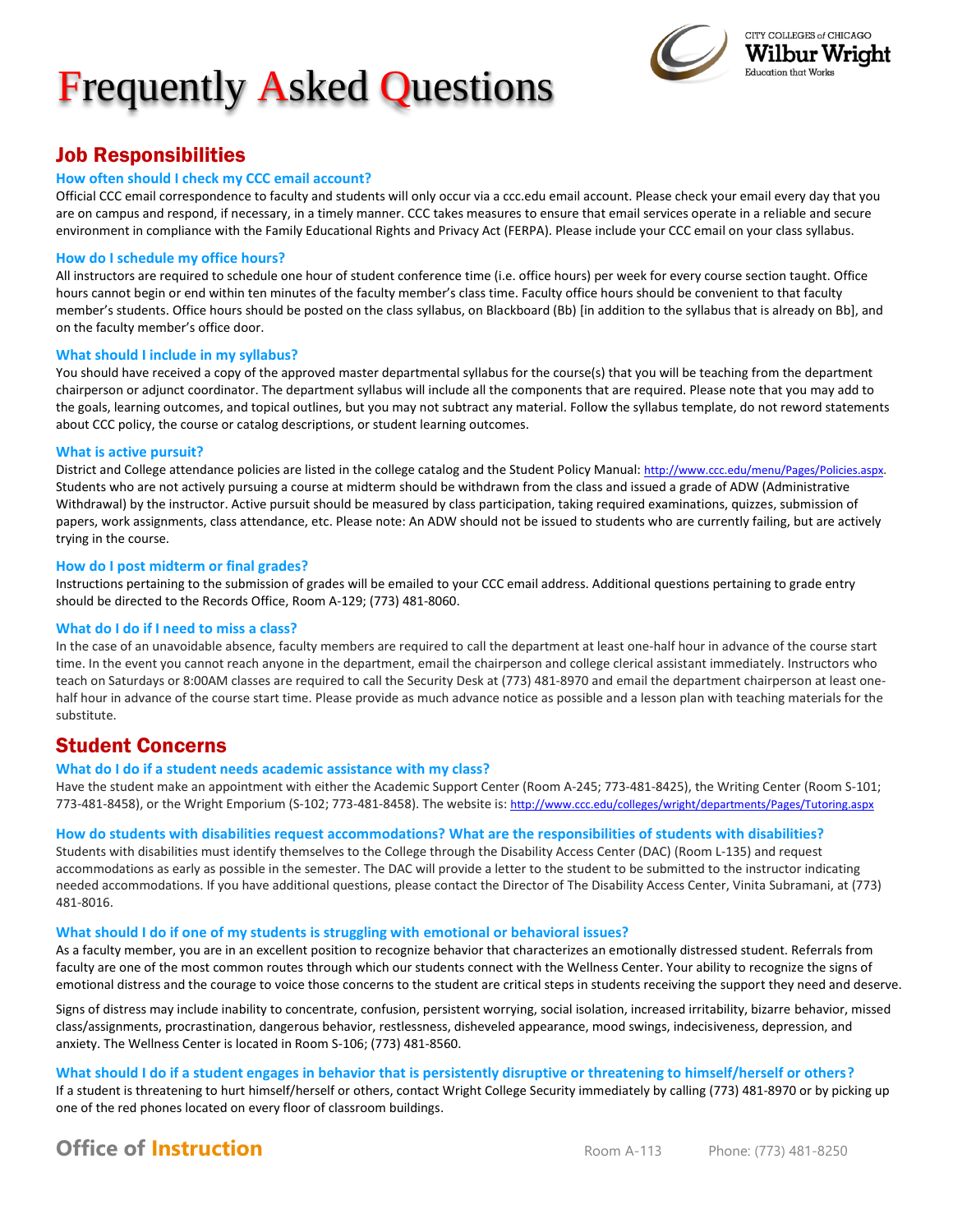# Frequently Asked Questions

CITY COLLEGES of CHICAGO
Wilbur Wright
Education that Works

## Job Responsibilities

### How often should I check my CCC email account?

Official CCC email correspondence to faculty and students will only occur via a ccc.edu email account. Please check your email every day that you are on campus and respond, if necessary, in a timely manner. CCC takes measures to ensure that email services operate in a reliable and secure environment in compliance with the Family Educational Rights and Privacy Act (FERPA). Please include your CCC email on your class syllabus.

### How do I schedule my office hours?

All instructors are required to schedule one hour of student conference time (i.e. office hours) per week for every course section taught. Office hours cannot begin or end within ten minutes of the faculty member's class time. Faculty office hours should be convenient to that faculty member's students. Office hours should be posted on the class syllabus, on Blackboard (Bb) [in addition to the syllabus that is already on Bb], and on the faculty member's office door.

### What should I include in my syllabus?

You should have received a copy of the approved master departmental syllabus for the course(s) that you will be teaching from the department chairperson or adjunct coordinator. The department syllabus will include all the components that are required. Please note that you may add to the goals, learning outcomes, and topical outlines, but you may not subtract any material. Follow the syllabus template, do not reword statements about CCC policy, the course or catalog descriptions, or student learning outcomes.

### What is active pursuit?

District and College attendance policies are listed in the college catalog and the Student Policy Manual: http://www.ccc.edu/menu/Pages/Policies.aspx. Students who are not actively pursuing a course at midterm should be withdrawn from the class and issued a grade of ADW (Administrative Withdrawal) by the instructor. Active pursuit should be measured by class participation, taking required examinations, quizzes, submission of papers, work assignments, class attendance, etc. Please note: An ADW should not be issued to students who are currently failing, but are actively trying in the course.

### How do I post midterm or final grades?

Instructions pertaining to the submission of grades will be emailed to your CCC email address. Additional questions pertaining to grade entry should be directed to the Records Office, Room A-129; (773) 481-8060.

### What do I do if I need to miss a class?

In the case of an unavoidable absence, faculty members are required to call the department at least one-half hour in advance of the course start time. In the event you cannot reach anyone in the department, email the chairperson and college clerical assistant immediately. Instructors who teach on Saturdays or 8:00AM classes are required to call the Security Desk at (773) 481-8970 and email the department chairperson at least one-half hour in advance of the course start time. Please provide as much advance notice as possible and a lesson plan with teaching materials for the substitute.

## Student Concerns

### What do I do if a student needs academic assistance with my class?

Have the student make an appointment with either the Academic Support Center (Room A-245; 773-481-8425), the Writing Center (Room S-101; 773-481-8458), or the Wright Emporium (S-102; 773-481-8458). The website is: http://www.ccc.edu/colleges/wright/departments/Pages/Tutoring.aspx

### How do students with disabilities request accommodations? What are the responsibilities of students with disabilities?

Students with disabilities must identify themselves to the College through the Disability Access Center (DAC) (Room L-135) and request accommodations as early as possible in the semester. The DAC will provide a letter to the student to be submitted to the instructor indicating needed accommodations. If you have additional questions, please contact the Director of The Disability Access Center, Vinita Subramani, at (773) 481-8016.

### What should I do if one of my students is struggling with emotional or behavioral issues?

As a faculty member, you are in an excellent position to recognize behavior that characterizes an emotionally distressed student. Referrals from faculty are one of the most common routes through which our students connect with the Wellness Center. Your ability to recognize the signs of emotional distress and the courage to voice those concerns to the student are critical steps in students receiving the support they need and deserve.

Signs of distress may include inability to concentrate, confusion, persistent worrying, social isolation, increased irritability, bizarre behavior, missed class/assignments, procrastination, dangerous behavior, restlessness, disheveled appearance, mood swings, indecisiveness, depression, and anxiety. The Wellness Center is located in Room S-106; (773) 481-8560.

### What should I do if a student engages in behavior that is persistently disruptive or threatening to himself/herself or others?

If a student is threatening to hurt himself/herself or others, contact Wright College Security immediately by calling (773) 481-8970 or by picking up one of the red phones located on every floor of classroom buildings.

**Office of Instruction** Room A-113 Phone: (773) 481-8250